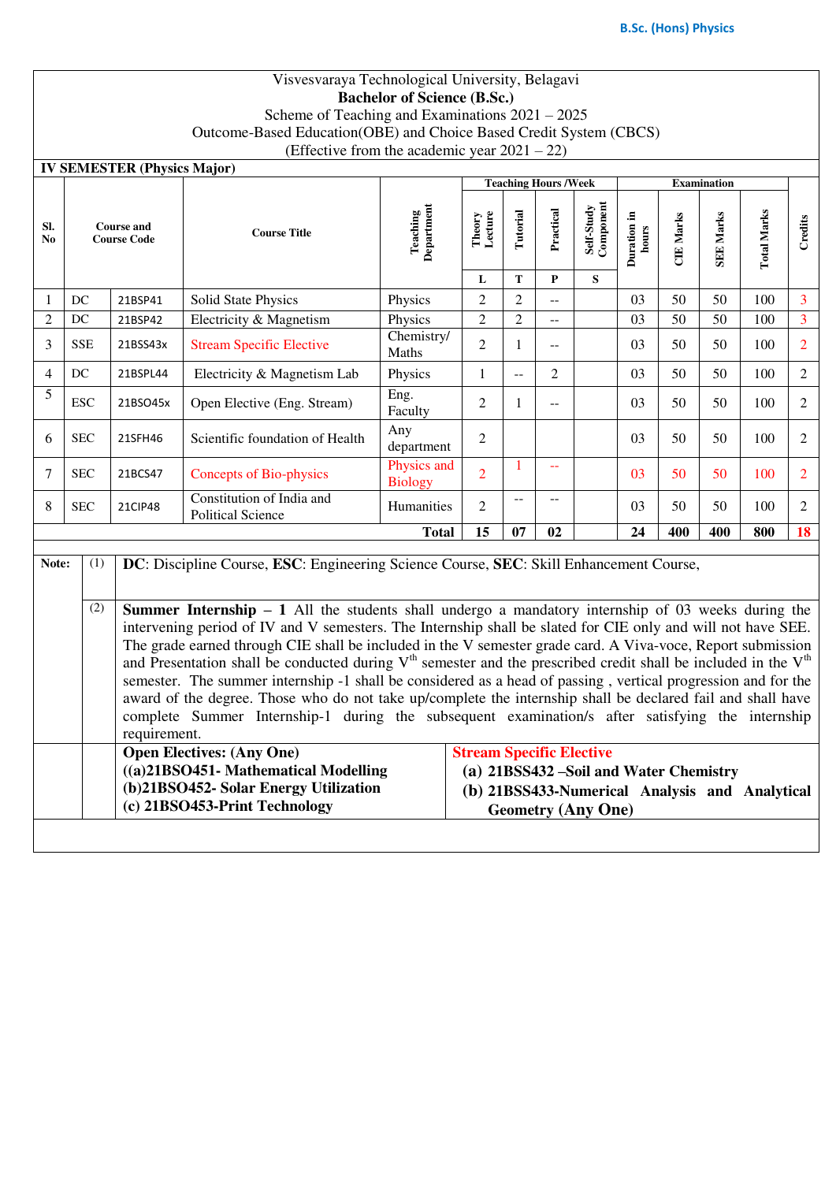Visvesvaraya Technological University, Belagavi

**Bachelor of Science (B.Sc.)**

Scheme of Teaching and Examinations 2021 – 2025

Outcome-Based Education(OBE) and Choice Based Credit System (CBCS)

(Effective from the academic year 2021 – 22)

**IV SEMESTER (Physics Major)**

| Sl. No | Course and Course Code | | Course Title | Teaching Department | Teaching Hours /Week | | | | Examination | | | | Credits |
|---|---|---|---|---|---|---|---|---|---|---|---|---|---|
| | | | | | Theory Lecture | Tutorial | Practical | Self-Study Component | Duration in hours | CIE Marks | SEE Marks | Total Marks | |
| | | | | | L | T | P | S | | | | | |
| 1 | DC | 21BSP41 | Solid State Physics | Physics | 2 | 2 | -- | | 03 | 50 | 50 | 100 | 3 |
| 2 | DC | 21BSP42 | Electricity & Magnetism | Physics | 2 | 2 | -- | | 03 | 50 | 50 | 100 | 3 |
| 3 | SSE | 21BSS43x | Stream Specific Elective | Chemistry/ Maths | 2 | 1 | -- | | 03 | 50 | 50 | 100 | 2 |
| 4 | DC | 21BSPL44 | Electricity & Magnetism Lab | Physics | 1 | -- | 2 | | 03 | 50 | 50 | 100 | 2 |
| 5 | ESC | 21BSO45x | Open Elective (Eng. Stream) | Eng. Faculty | 2 | 1 | -- | | 03 | 50 | 50 | 100 | 2 |
| 6 | SEC | 21SFH46 | Scientific foundation of Health | Any department | 2 | | | | 03 | 50 | 50 | 100 | 2 |
| 7 | SEC | 21BCS47 | Concepts of Bio-physics | Physics and Biology | 2 | 1 | -- | | 03 | 50 | 50 | 100 | 2 |
| 8 | SEC | 21CIP48 | Constitution of India and Political Science | Humanities | 2 | -- | -- | | 03 | 50 | 50 | 100 | 2 |
| | | | | **Total** | **15** | **07** | **02** | | **24** | **400** | **400** | **800** | **18** |

**Note:**

(1) **DC**: Discipline Course, **ESC**: Engineering Science Course, **SEC**: Skill Enhancement Course,

(2) **Summer Internship – 1** All the students shall undergo a mandatory internship of 03 weeks during the intervening period of IV and V semesters. The Internship shall be slated for CIE only and will not have SEE. The grade earned through CIE shall be included in the V semester grade card. A Viva-voce, Report submission and Presentation shall be conducted during V[th] semester and the prescribed credit shall be included in the V[th] semester. The summer internship -1 shall be considered as a head of passing , vertical progression and for the award of the degree. Those who do not take up/complete the internship shall be declared fail and shall have complete Summer Internship-1 during the subsequent examination/s after satisfying the internship requirement.

**Open Electives: (Any One)**

**((a)21BSO451- Mathematical Modelling**

**(b)21BSO452- Solar Energy Utilization**

**(c) 21BSO453-Print Technology**

**Stream Specific Elective**

**(a) 21BSS432 –Soil and Water Chemistry**

**(b) 21BSS433-Numerical Analysis and Analytical Geometry (Any One)**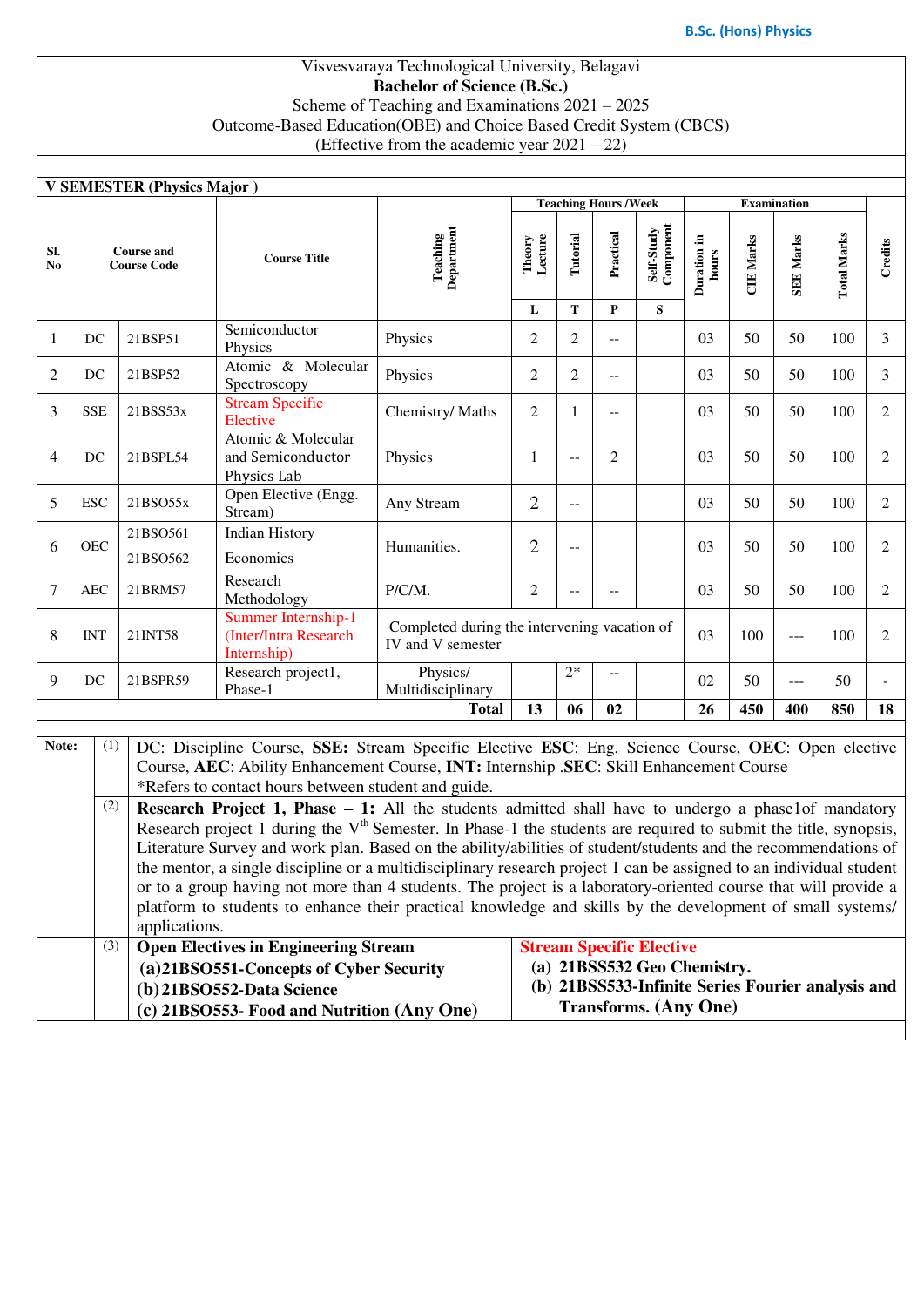Visvesvaraya Technological University, Belagavi

**Bachelor of Science (B.Sc.)**

Scheme of Teaching and Examinations 2021 – 2025

Outcome-Based Education(OBE) and Choice Based Credit System (CBCS)

(Effective from the academic year 2021 – 22)

**V SEMESTER (Physics Major )**

| Sl. No | Course and Course Code | | Course Title | Teaching Department | Teaching Hours /Week | | | | Examination | | | | Credits |
|---|---|---|---|---|---|---|---|---|---|---|---|---|---|
| | | | | | Theory Lecture | Tutorial | Practical | Self-Study Component | Duration in hours | CIE Marks | SEE Marks | Total Marks | |
| | | | | | L | T | P | S | | | | | |
| 1 | DC | 21BSP51 | Semiconductor Physics | Physics | 2 | 2 | -- | | 03 | 50 | 50 | 100 | 3 |
| 2 | DC | 21BSP52 | Atomic & Molecular Spectroscopy | Physics | 2 | 2 | -- | | 03 | 50 | 50 | 100 | 3 |
| 3 | SSE | 21BSS53x | Stream Specific Elective | Chemistry/ Maths | 2 | 1 | -- | | 03 | 50 | 50 | 100 | 2 |
| 4 | DC | 21BSPL54 | Atomic & Molecular and Semiconductor Physics Lab | Physics | 1 | -- | 2 | | 03 | 50 | 50 | 100 | 2 |
| 5 | ESC | 21BSO55x | Open Elective (Engg. Stream) | Any Stream | 2 | -- | | | 03 | 50 | 50 | 100 | 2 |
| 6 | OEC | 21BSO561 | Indian History | Humanities. | 2 | -- | | | 03 | 50 | 50 | 100 | 2 |
| | | 21BSO562 | Economics | | | | | | | | | | |
| 7 | AEC | 21BRM57 | Research Methodology | P/C/M. | 2 | -- | -- | | 03 | 50 | 50 | 100 | 2 |
| 8 | INT | 21INT58 | Summer Internship-1 (Inter/Intra Research Internship) | Completed during the intervening vacation of IV and V semester | | | | | 03 | 100 | --- | 100 | 2 |
| 9 | DC | 21BSPR59 | Research project1, Phase-1 | Physics/ Multidisciplinary | | 2* | -- | | 02 | 50 | --- | 50 | - |
| | | | | **Total** | **13** | **06** | **02** | | **26** | **450** | **400** | **850** | **18** |

**Note:**

(1) DC: Discipline Course, **SSE:** Stream Specific Elective **ESC**: Eng. Science Course, **OEC**: Open elective Course, **AEC**: Ability Enhancement Course, **INT:** Internship .**SEC**: Skill Enhancement Course
*Refers to contact hours between student and guide.

(2) **Research Project 1, Phase – 1:** All the students admitted shall have to undergo a phase1of mandatory Research project 1 during the V^th^ Semester. In Phase-1 the students are required to submit the title, synopsis, Literature Survey and work plan. Based on the ability/abilities of student/students and the recommendations of the mentor, a single discipline or a multidisciplinary research project 1 can be assigned to an individual student or to a group having not more than 4 students. The project is a laboratory-oriented course that will provide a platform to students to enhance their practical knowledge and skills by the development of small systems/ applications.

(3) **Open Electives in Engineering Stream**

**(a) 21BSO551-Concepts of Cyber Security**
**(b) 21BSO552-Data Science**
**(c) 21BSO553- Food and Nutrition (Any One)**

**Stream Specific Elective**

**(a) 21BSS532 Geo Chemistry.**
**(b) 21BSS533-Infinite Series Fourier analysis and Transforms. (Any One)**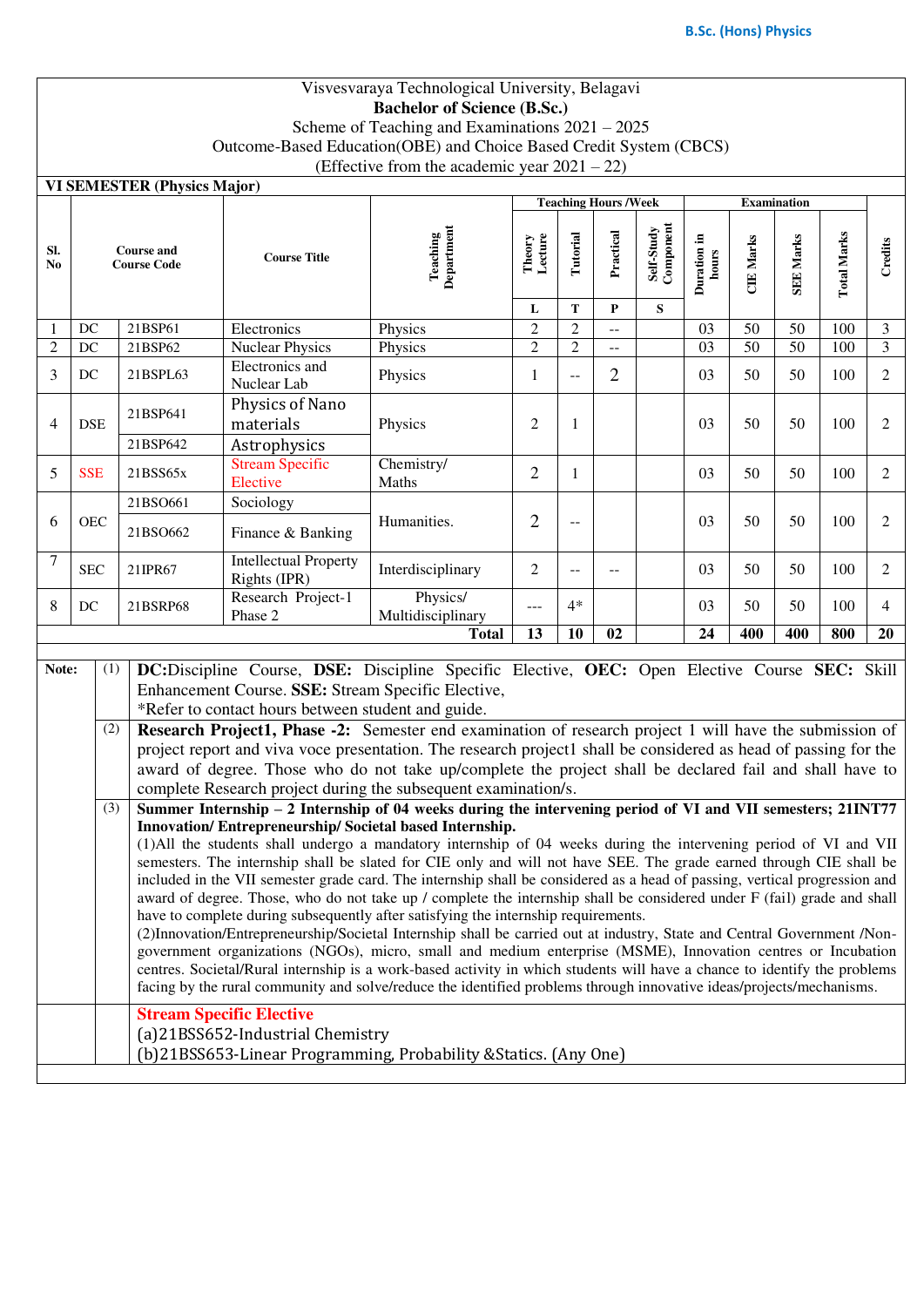Visvesvaraya Technological University, Belagavi

**Bachelor of Science (B.Sc.)**

Scheme of Teaching and Examinations 2021 – 2025

Outcome-Based Education(OBE) and Choice Based Credit System (CBCS)

(Effective from the academic year 2021 – 22)

**VI SEMESTER (Physics Major)**

| Sl. No | Course and Course Code | | Course Title | Teaching Department | Teaching Hours /Week | | | | Examination | | | | Credits |
|---|---|---|---|---|---|---|---|---|---|---|---|---|---|
| | | | | | Theory Lecture | Tutorial | Practical | Self-Study Component | Duration in hours | CIE Marks | SEE Marks | Total Marks | |
| | | | | | L | T | P | S | | | | | |
| 1 | DC | 21BSP61 | Electronics | Physics | 2 | 2 | -- | | 03 | 50 | 50 | 100 | 3 |
| 2 | DC | 21BSP62 | Nuclear Physics | Physics | 2 | 2 | -- | | 03 | 50 | 50 | 100 | 3 |
| 3 | DC | 21BSPL63 | Electronics and Nuclear Lab | Physics | 1 | -- | 2 | | 03 | 50 | 50 | 100 | 2 |
| 4 | DSE | 21BSP641 | Physics of Nano materials | Physics | 2 | 1 | | | 03 | 50 | 50 | 100 | 2 |
| | | 21BSP642 | Astrophysics | | | | | | | | | | |
| 5 | SSE | 21BSS65x | Stream Specific Elective | Chemistry/ Maths | 2 | 1 | | | 03 | 50 | 50 | 100 | 2 |
| 6 | OEC | 21BSO661 | Sociology | Humanities. | 2 | -- | | | 03 | 50 | 50 | 100 | 2 |
| | | 21BSO662 | Finance & Banking | | | | | | | | | | |
| 7 | SEC | 21IPR67 | Intellectual Property Rights (IPR) | Interdisciplinary | 2 | -- | -- | | 03 | 50 | 50 | 100 | 2 |
| 8 | DC | 21BSRP68 | Research Project-1 Phase 2 | Physics/ Multidisciplinary | --- | 4* | | | 03 | 50 | 50 | 100 | 4 |
| | | | | **Total** | **13** | **10** | **02** | | **24** | **400** | **400** | **800** | **20** |

**Note:**

(1) **DC:**Discipline Course, **DSE:** Discipline Specific Elective, **OEC:** Open Elective Course **SEC:** Skill Enhancement Course. **SSE:** Stream Specific Elective,
*Refer to contact hours between student and guide.

(2) **Research Project1, Phase -2:** Semester end examination of research project 1 will have the submission of project report and viva voce presentation. The research project1 shall be considered as head of passing for the award of degree. Those who do not take up/complete the project shall be declared fail and shall have to complete Research project during the subsequent examination/s.

(3) **Summer Internship – 2 Internship of 04 weeks during the intervening period of VI and VII semesters; 21INT77 Innovation/ Entrepreneurship/ Societal based Internship.**
(1)All the students shall undergo a mandatory internship of 04 weeks during the intervening period of VI and VII semesters. The internship shall be slated for CIE only and will not have SEE. The grade earned through CIE shall be included in the VII semester grade card. The internship shall be considered as a head of passing, vertical progression and award of degree. Those, who do not take up / complete the internship shall be considered under F (fail) grade and shall have to complete during subsequently after satisfying the internship requirements.
(2)Innovation/Entrepreneurship/Societal Internship shall be carried out at industry, State and Central Government /Non-government organizations (NGOs), micro, small and medium enterprise (MSME), Innovation centres or Incubation centres. Societal/Rural internship is a work-based activity in which students will have a chance to identify the problems facing by the rural community and solve/reduce the identified problems through innovative ideas/projects/mechanisms.

**Stream Specific Elective**

(a)21BSS652-Industrial Chemistry

(b)21BSS653-Linear Programming, Probability &Statics. (Any One)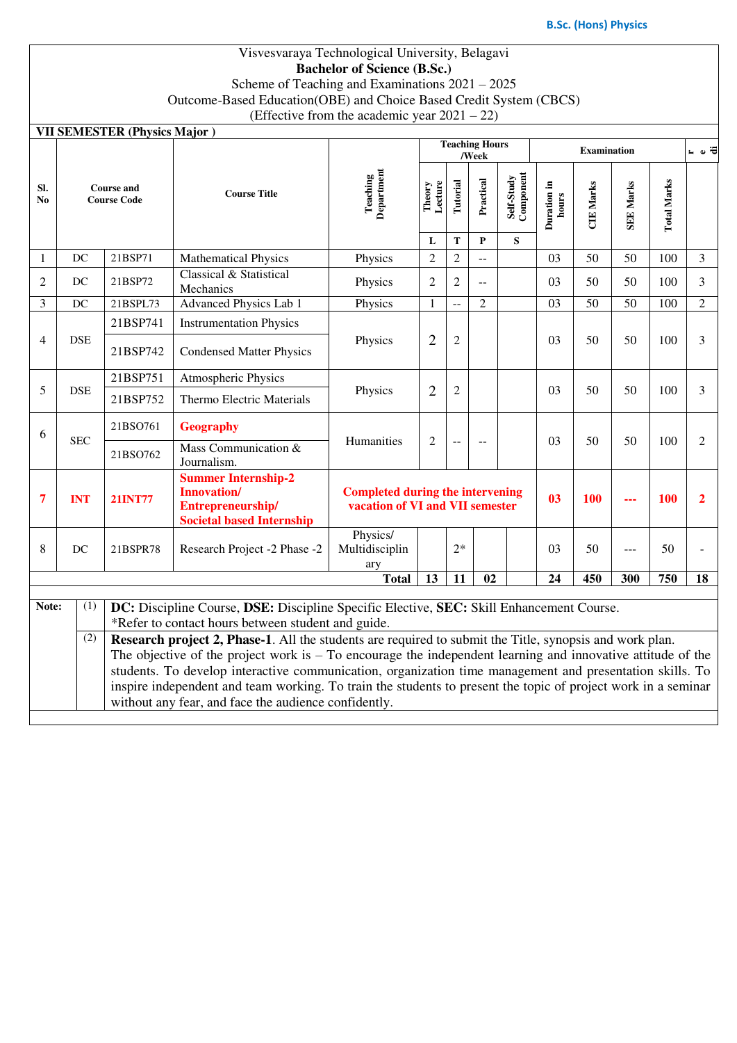Visvesvaraya Technological University, Belagavi

**Bachelor of Science (B.Sc.)**

Scheme of Teaching and Examinations 2021 – 2025

Outcome-Based Education(OBE) and Choice Based Credit System (CBCS)

(Effective from the academic year 2021 – 22)

**VII SEMESTER (Physics Major )**

| Sl. No | Course and Course Code | | Course Title | Teaching Department | Teaching Hours /Week | | | | Examination | | | | Credit |
|---|---|---|---|---|---|---|---|---|---|---|---|---|---|
| | | | | | Theory Lecture | Tutorial | Practical | Self-Study Component | Duration in hours | CIE Marks | SEE Marks | Total Marks | |
| | | | | | L | T | P | S | | | | | |
| 1 | DC | 21BSP71 | Mathematical Physics | Physics | 2 | 2 | -- | | 03 | 50 | 50 | 100 | 3 |
| 2 | DC | 21BSP72 | Classical & Statistical Mechanics | Physics | 2 | 2 | -- | | 03 | 50 | 50 | 100 | 3 |
| 3 | DC | 21BSPL73 | Advanced Physics Lab 1 | Physics | 1 | -- | 2 | | 03 | 50 | 50 | 100 | 2 |
| 4 | DSE | 21BSP741 | Instrumentation Physics | Physics | 2 | 2 | | | 03 | 50 | 50 | 100 | 3 |
| | | 21BSP742 | Condensed Matter Physics | | | | | | | | | | |
| 5 | DSE | 21BSP751 | Atmospheric Physics | Physics | 2 | 2 | | | 03 | 50 | 50 | 100 | 3 |
| | | 21BSP752 | Thermo Electric Materials | | | | | | | | | | |
| 6 | SEC | 21BSO761 | **Geography** | Humanities | 2 | -- | -- | | 03 | 50 | 50 | 100 | 2 |
| | | 21BSO762 | Mass Communication & Journalism. | | | | | | | | | | |
| **7** | **INT** | **21INT77** | **Summer Internship-2 Innovation/ Entrepreneurship/ Societal based Internship** | **Completed during the intervening vacation of VI and VII semester** | | | | | **03** | **100** | **---** | **100** | **2** |
| 8 | DC | 21BSPR78 | Research Project -2 Phase -2 | Physics/ Multidisciplinary | | 2* | | | 03 | 50 | --- | 50 | - |
| | | | | **Total** | **13** | **11** | **02** | | **24** | **450** | **300** | **750** | **18** |

**Note:**

(1) **DC:** Discipline Course, **DSE:** Discipline Specific Elective, **SEC:** Skill Enhancement Course.
*Refer to contact hours between student and guide.

(2) **Research project 2, Phase-1**. All the students are required to submit the Title, synopsis and work plan. The objective of the project work is – To encourage the independent learning and innovative attitude of the students. To develop interactive communication, organization time management and presentation skills. To inspire independent and team working. To train the students to present the topic of project work in a seminar without any fear, and face the audience confidently.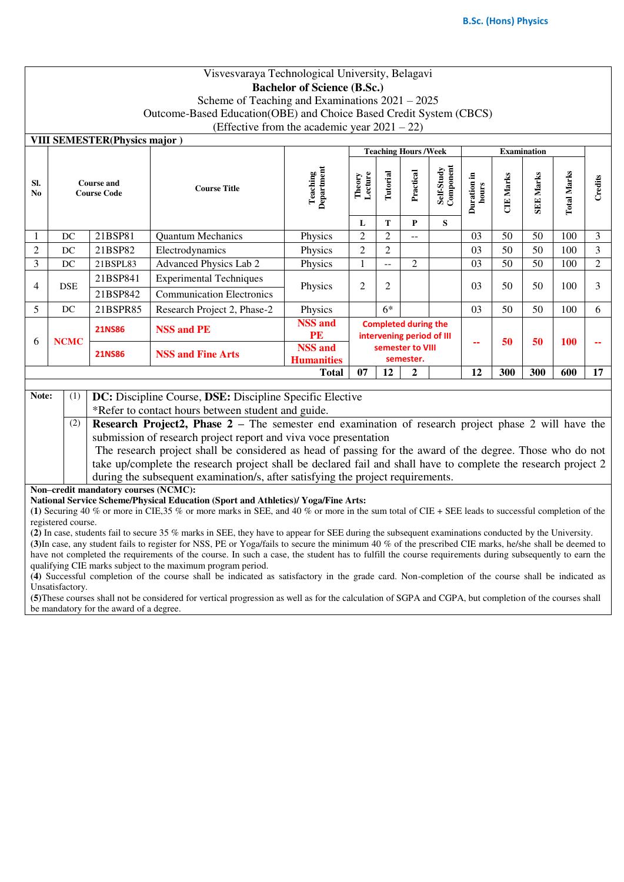Visvesvaraya Technological University, Belagavi

**Bachelor of Science (B.Sc.)**

Scheme of Teaching and Examinations 2021 – 2025

Outcome-Based Education(OBE) and Choice Based Credit System (CBCS)

(Effective from the academic year 2021 – 22)

**VIII SEMESTER(Physics major )**

| Sl. No | Course and Course Code | | Course Title | Teaching Department | Teaching Hours /Week | | | | Examination | | | | Credits |
|---|---|---|---|---|---|---|---|---|---|---|---|---|---|
| | | | | | Theory Lecture | Tutorial | Practical | Self-Study Component | Duration in hours | CIE Marks | SEE Marks | Total Marks | |
| | | | | | L | T | P | S | | | | | |
| 1 | DC | 21BSP81 | Quantum Mechanics | Physics | 2 | 2 | -- | | 03 | 50 | 50 | 100 | 3 |
| 2 | DC | 21BSP82 | Electrodynamics | Physics | 2 | 2 | | | 03 | 50 | 50 | 100 | 3 |
| 3 | DC | 21BSPL83 | Advanced Physics Lab 2 | Physics | 1 | -- | 2 | | 03 | 50 | 50 | 100 | 2 |
| 4 | DSE | 21BSP841 | Experimental Techniques | Physics | 2 | 2 | | | 03 | 50 | 50 | 100 | 3 |
| | | 21BSP842 | Communication Electronics | | | | | | | | | | |
| 5 | DC | 21BSPR85 | Research Project 2, Phase-2 | Physics | | 6* | | | 03 | 50 | 50 | 100 | 6 |
| 6 | NCMC | 21NS86 | NSS and PE | NSS and PE | Completed during the intervening period of III semester to VIII semester. | | | | -- | 50 | 50 | 100 | -- |
| | | 21NS86 | NSS and Fine Arts | NSS and Humanities | | | | | | | | | |
| | | | | **Total** | **07** | **12** | **2** | | **12** | **300** | **300** | **600** | **17** |

**Note:**

(1) **DC:** Discipline Course, **DSE:** Discipline Specific Elective

*Refer to contact hours between student and guide.

(2) **Research Project2, Phase 2** – The semester end examination of research project phase 2 will have the submission of research project report and viva voce presentation

The research project shall be considered as head of passing for the award of the degree. Those who do not take up/complete the research project shall be declared fail and shall have to complete the research project 2 during the subsequent examination/s, after satisfying the project requirements.

**Non–credit mandatory courses (NCMC):**

**National Service Scheme/Physical Education (Sport and Athletics)/ Yoga/Fine Arts:**

**(1)** Securing 40 % or more in CIE,35 % or more marks in SEE, and 40 % or more in the sum total of CIE + SEE leads to successful completion of the registered course.

**(2)** In case, students fail to secure 35 % marks in SEE, they have to appear for SEE during the subsequent examinations conducted by the University.

**(3)**In case, any student fails to register for NSS, PE or Yoga/fails to secure the minimum 40 % of the prescribed CIE marks, he/she shall be deemed to have not completed the requirements of the course. In such a case, the student has to fulfill the course requirements during subsequently to earn the qualifying CIE marks subject to the maximum program period.

**(4)** Successful completion of the course shall be indicated as satisfactory in the grade card. Non-completion of the course shall be indicated as Unsatisfactory.

**(5)**These courses shall not be considered for vertical progression as well as for the calculation of SGPA and CGPA, but completion of the courses shall be mandatory for the award of a degree.